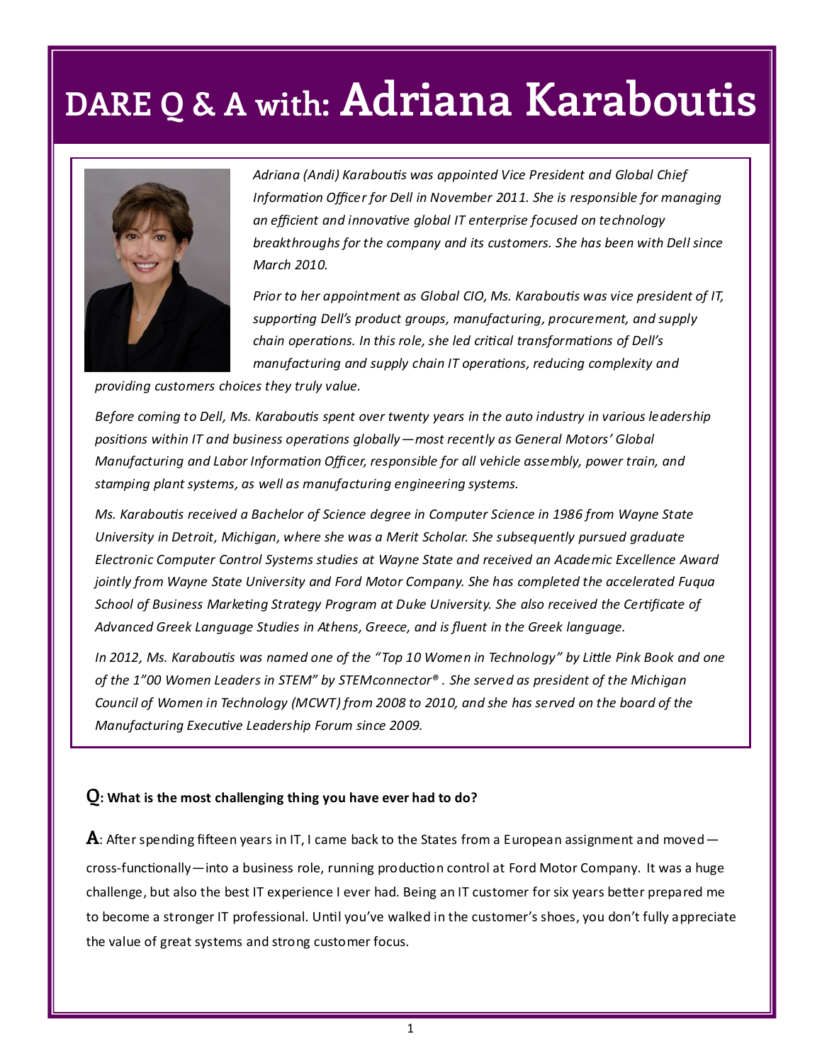# DARE Q & A with: Adriana Karaboutis

*Adriana (Andi) Karaboutis was appointed Vice President and Global Chief Information Officer for Dell in November 2011. She is responsible for managing an efficient and innovative global IT enterprise focused on technology breakthroughs for the company and its customers. She has been with Dell since March 2010.*

*Prior to her appointment as Global CIO, Ms. Karaboutis was vice president of IT, supporting Dell's product groups, manufacturing, procurement, and supply chain operations. In this role, she led critical transformations of Dell's manufacturing and supply chain IT operations, reducing complexity and providing customers choices they truly value.*

*Before coming to Dell, Ms. Karaboutis spent over twenty years in the auto industry in various leadership positions within IT and business operations globally—most recently as General Motors' Global Manufacturing and Labor Information Officer, responsible for all vehicle assembly, power train, and stamping plant systems, as well as manufacturing engineering systems.*

*Ms. Karaboutis received a Bachelor of Science degree in Computer Science in 1986 from Wayne State University in Detroit, Michigan, where she was a Merit Scholar. She subsequently pursued graduate Electronic Computer Control Systems studies at Wayne State and received an Academic Excellence Award jointly from Wayne State University and Ford Motor Company. She has completed the accelerated Fuqua School of Business Marketing Strategy Program at Duke University. She also received the Certificate of Advanced Greek Language Studies in Athens, Greece, and is fluent in the Greek language.*

*In 2012, Ms. Karaboutis was named one of the "Top 10 Women in Technology" by Little Pink Book and one of the 1"00 Women Leaders in STEM" by STEMconnector®. She served as president of the Michigan Council of Women in Technology (MCWT) from 2008 to 2010, and she has served on the board of the Manufacturing Executive Leadership Forum since 2009.*

**Q: What is the most challenging thing you have ever had to do?**

**A**: After spending fifteen years in IT, I came back to the States from a European assignment and moved—cross-functionally—into a business role, running production control at Ford Motor Company. It was a huge challenge, but also the best IT experience I ever had. Being an IT customer for six years better prepared me to become a stronger IT professional. Until you've walked in the customer's shoes, you don't fully appreciate the value of great systems and strong customer focus.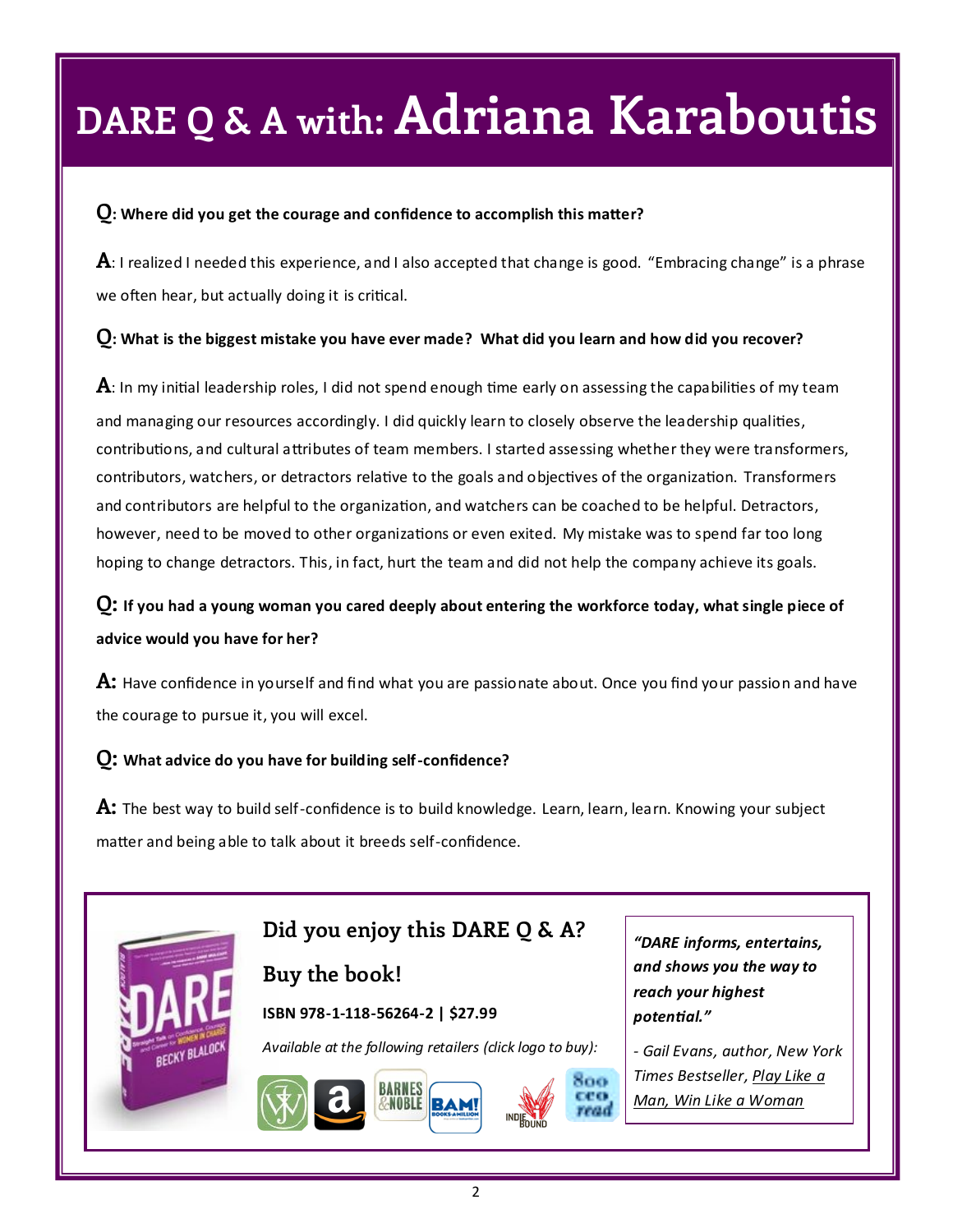# DARE Q & A with: Adriana Karaboutis

**Q: Where did you get the courage and confidence to accomplish this matter?**

**A**: I realized I needed this experience, and I also accepted that change is good. "Embracing change" is a phrase we often hear, but actually doing it is critical.

**Q: What is the biggest mistake you have ever made? What did you learn and how did you recover?**

**A**: In my initial leadership roles, I did not spend enough time early on assessing the capabilities of my team and managing our resources accordingly. I did quickly learn to closely observe the leadership qualities, contributions, and cultural attributes of team members. I started assessing whether they were transformers, contributors, watchers, or detractors relative to the goals and objectives of the organization. Transformers and contributors are helpful to the organization, and watchers can be coached to be helpful. Detractors, however, need to be moved to other organizations or even exited. My mistake was to spend far too long hoping to change detractors. This, in fact, hurt the team and did not help the company achieve its goals.

**Q: If you had a young woman you cared deeply about entering the workforce today, what single piece of advice would you have for her?**

**A:** Have confidence in yourself and find what you are passionate about. Once you find your passion and have the courage to pursue it, you will excel.

**Q: What advice do you have for building self-confidence?**

**A:** The best way to build self-confidence is to build knowledge. Learn, learn, learn. Knowing your subject matter and being able to talk about it breeds self-confidence.

## Did you enjoy this DARE Q & A?

## Buy the book!

**ISBN 978-1-118-56264-2 | $27.99**

*Available at the following retailers (click logo to buy):*

***"DARE informs, entertains, and shows you the way to reach your highest potential."***

*- Gail Evans, author, New York Times Bestseller, Play Like a Man, Win Like a Woman*